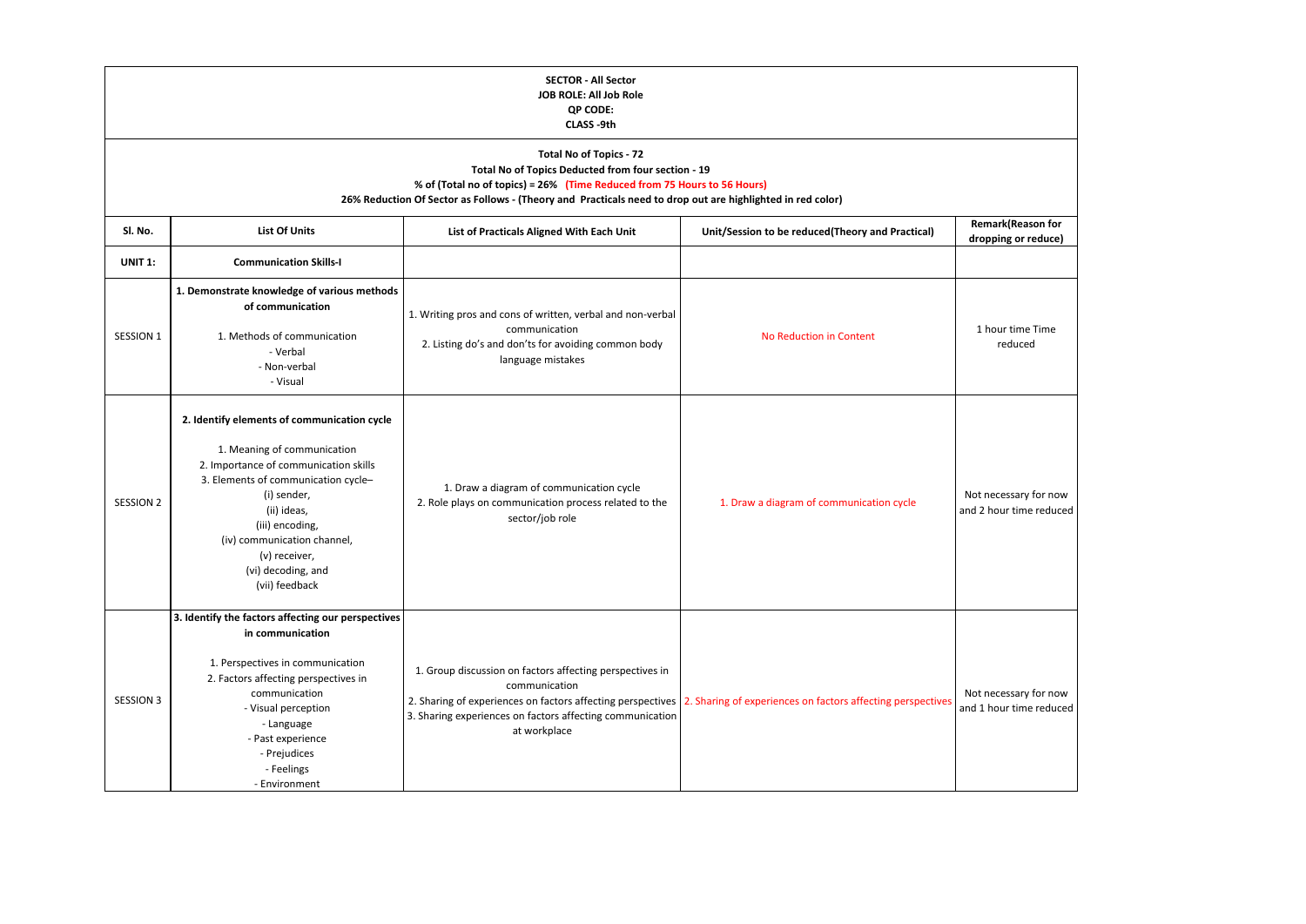**SECTOR - All Sector**
**JOB ROLE: All Job Role**
**QP CODE:**
**CLASS -9th**

**Total No of Topics - 72**
**Total No of Topics Deducted from four section - 19**
**% of (Total no of topics) = 26% (Time Reduced from 75 Hours to 56 Hours)**
**26% Reduction Of Sector as Follows - (Theory and Practicals need to drop out are highlighted in red color)**

| Sl. No. | List Of Units | List of Practicals Aligned With Each Unit | Unit/Session to be reduced(Theory and Practical) | Remark(Reason for dropping or reduce) |
|---|---|---|---|---|
| **UNIT 1:** | **Communication Skills-I** | | | |
| SESSION 1 | **1. Demonstrate knowledge of various methods of communication**<br><br>1. Methods of communication<br>- Verbal<br>- Non-verbal<br>- Visual | 1. Writing pros and cons of written, verbal and non-verbal communication<br>2. Listing do's and don'ts for avoiding common body language mistakes | No Reduction in Content | 1 hour time Time reduced |
| SESSION 2 | **2. Identify elements of communication cycle**<br><br>1. Meaning of communication<br>2. Importance of communication skills<br>3. Elements of communication cycle–<br>(i) sender,<br>(ii) ideas,<br>(iii) encoding,<br>(iv) communication channel,<br>(v) receiver,<br>(vi) decoding, and<br>(vii) feedback | 1. Draw a diagram of communication cycle<br>2. Role plays on communication process related to the sector/job role | 1. Draw a diagram of communication cycle | Not necessary for now and 2 hour time reduced |
| SESSION 3 | **3. Identify the factors affecting our perspectives in communication**<br><br>1. Perspectives in communication<br>2. Factors affecting perspectives in communication<br>- Visual perception<br>- Language<br>- Past experience<br>- Prejudices<br>- Feelings<br>- Environment | 1. Group discussion on factors affecting perspectives in communication<br>2. Sharing of experiences on factors affecting perspectives<br>3. Sharing experiences on factors affecting communication at workplace | 2. Sharing of experiences on factors affecting perspectives | Not necessary for now and 1 hour time reduced |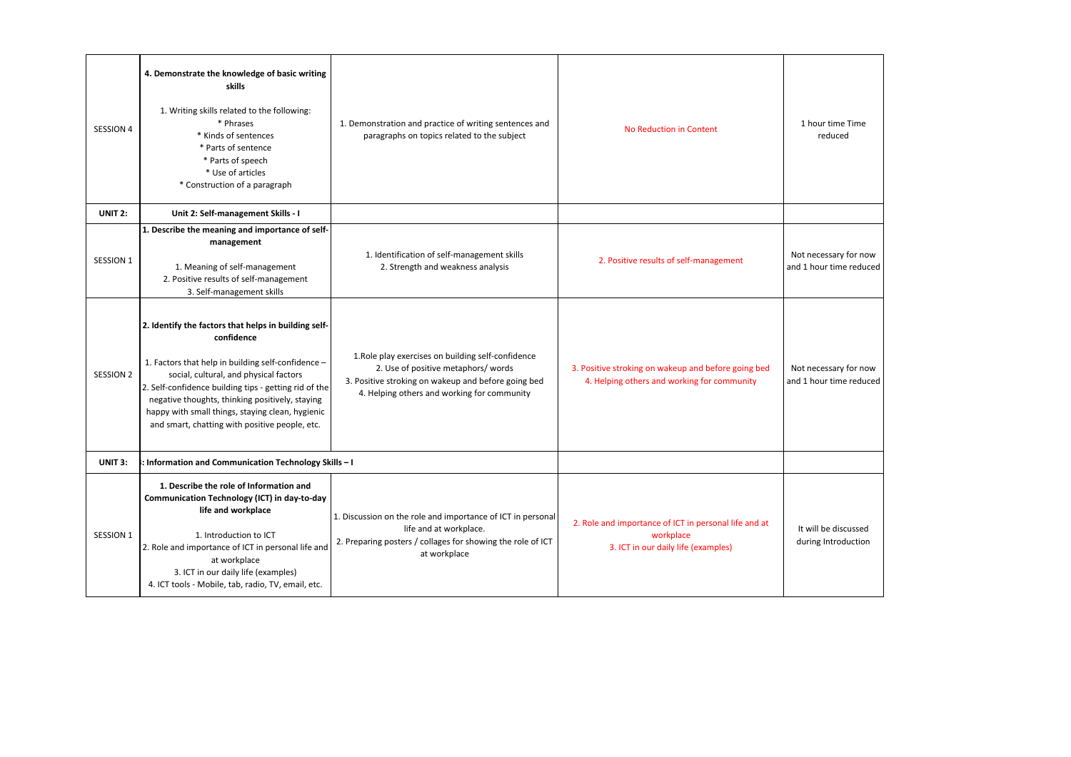| | | | | |
|---|---|---|---|---|
| SESSION 4 | **4. Demonstrate the knowledge of basic writing skills**<br><br>1. Writing skills related to the following:<br>* Phrases<br>* Kinds of sentences<br>* Parts of sentence<br>* Parts of speech<br>* Use of articles<br>* Construction of a paragraph | 1. Demonstration and practice of writing sentences and paragraphs on topics related to the subject | No Reduction in Content | 1 hour time Time reduced |
| **UNIT 2:** | **Unit 2: Self-management Skills - I** | | | |
| SESSION 1 | **1. Describe the meaning and importance of self-management**<br><br>1. Meaning of self-management<br>2. Positive results of self-management<br>3. Self-management skills | 1. Identification of self-management skills<br>2. Strength and weakness analysis | 2. Positive results of self-management | Not necessary for now and 1 hour time reduced |
| SESSION 2 | **2. Identify the factors that helps in building self-confidence**<br><br>1. Factors that help in building self-confidence – social, cultural, and physical factors<br>2. Self-confidence building tips - getting rid of the negative thoughts, thinking positively, staying happy with small things, staying clean, hygienic and smart, chatting with positive people, etc. | 1.Role play exercises on building self-confidence<br>2. Use of positive metaphors/ words<br>3. Positive stroking on wakeup and before going bed<br>4. Helping others and working for community | 3. Positive stroking on wakeup and before going bed<br>4. Helping others and working for community | Not necessary for now and 1 hour time reduced |
| **UNIT 3:** | **: Information and Communication Technology Skills – I** | | | |
| SESSION 1 | **1. Describe the role of Information and Communication Technology (ICT) in day-to-day life and workplace**<br><br>1. Introduction to ICT<br>2. Role and importance of ICT in personal life and at workplace<br>3. ICT in our daily life (examples)<br>4. ICT tools - Mobile, tab, radio, TV, email, etc. | 1. Discussion on the role and importance of ICT in personal life and at workplace.<br>2. Preparing posters / collages for showing the role of ICT at workplace | 2. Role and importance of ICT in personal life and at workplace<br>3. ICT in our daily life (examples) | It will be discussed during Introduction |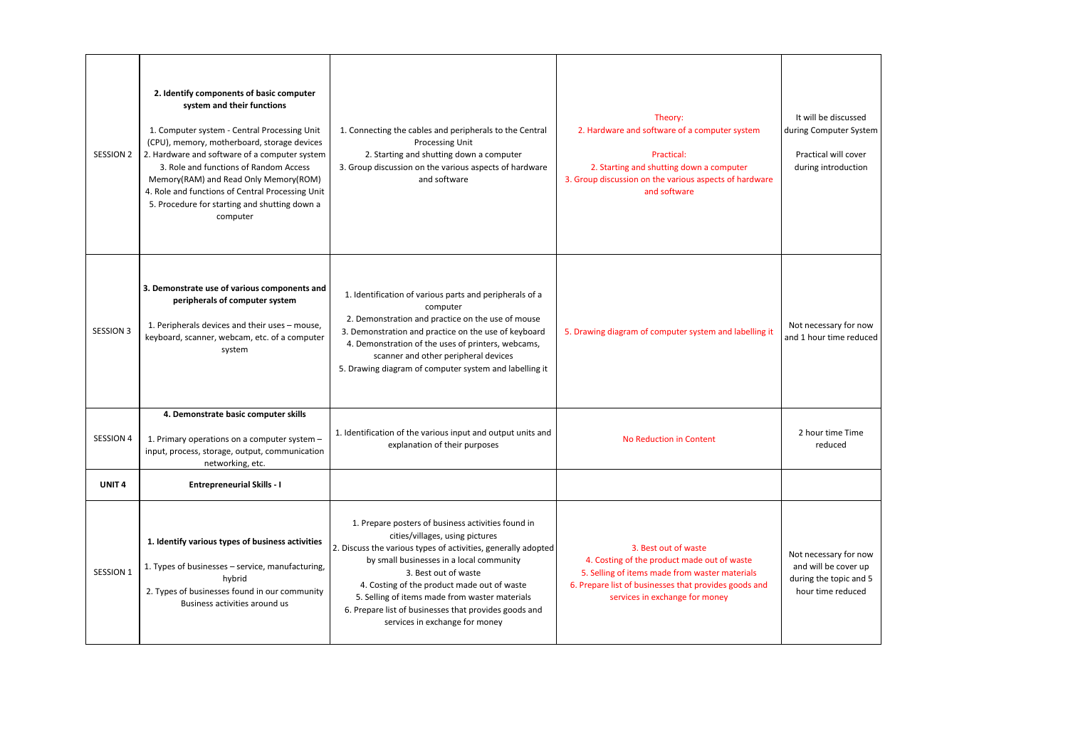| | | | | |
|---|---|---|---|---|
| SESSION 2 | **2. Identify components of basic computer system and their functions**<br><br>1. Computer system - Central Processing Unit (CPU), memory, motherboard, storage devices<br>2. Hardware and software of a computer system<br>3. Role and functions of Random Access Memory(RAM) and Read Only Memory(ROM)<br>4. Role and functions of Central Processing Unit<br>5. Procedure for starting and shutting down a computer | 1. Connecting the cables and peripherals to the Central Processing Unit<br>2. Starting and shutting down a computer<br>3. Group discussion on the various aspects of hardware and software | Theory:<br>2. Hardware and software of a computer system<br><br>Practical:<br>2. Starting and shutting down a computer<br>3. Group discussion on the various aspects of hardware and software | It will be discussed during Computer System<br><br>Practical will cover during introduction |
| SESSION 3 | **3. Demonstrate use of various components and peripherals of computer system**<br><br>1. Peripherals devices and their uses – mouse, keyboard, scanner, webcam, etc. of a computer system | 1. Identification of various parts and peripherals of a computer<br>2. Demonstration and practice on the use of mouse<br>3. Demonstration and practice on the use of keyboard<br>4. Demonstration of the uses of printers, webcams, scanner and other peripheral devices<br>5. Drawing diagram of computer system and labelling it | 5. Drawing diagram of computer system and labelling it | Not necessary for now and 1 hour time reduced |
| SESSION 4 | **4. Demonstrate basic computer skills**<br><br>1. Primary operations on a computer system – input, process, storage, output, communication networking, etc. | 1. Identification of the various input and output units and explanation of their purposes | No Reduction in Content | 2 hour time Time reduced |
| **UNIT 4** | **Entrepreneurial Skills - I** | | | |
| SESSION 1 | **1. Identify various types of business activities**<br><br>1. Types of businesses – service, manufacturing, hybrid<br>2. Types of businesses found in our community Business activities around us | 1. Prepare posters of business activities found in cities/villages, using pictures<br>2. Discuss the various types of activities, generally adopted by small businesses in a local community<br>3. Best out of waste<br>4. Costing of the product made out of waste<br>5. Selling of items made from waster materials<br>6. Prepare list of businesses that provides goods and services in exchange for money | 3. Best out of waste<br>4. Costing of the product made out of waste<br>5. Selling of items made from waster materials<br>6. Prepare list of businesses that provides goods and services in exchange for money | Not necessary for now and will be cover up during the topic and 5 hour time reduced |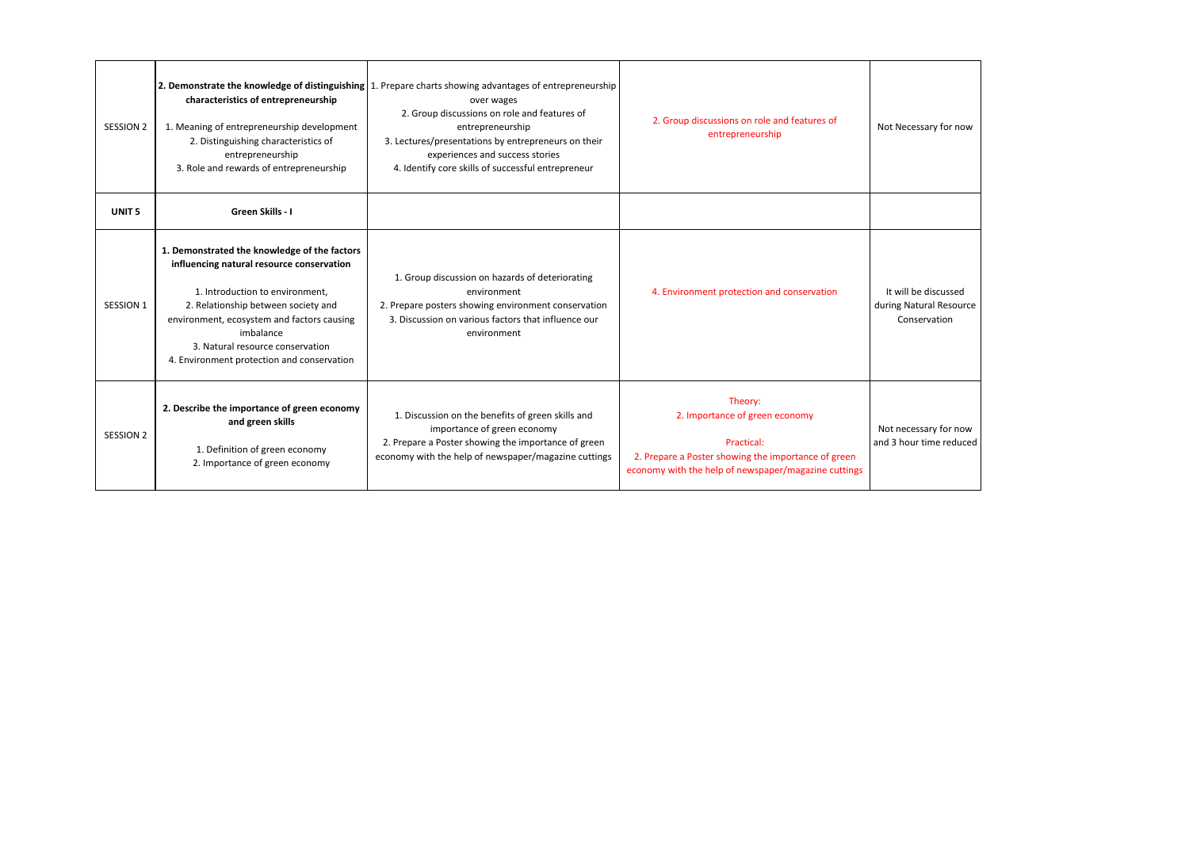| | | | | |
|---|---|---|---|---|
| SESSION 2 | **2. Demonstrate the knowledge of distinguishing characteristics of entrepreneurship**<br><br>1. Meaning of entrepreneurship development<br>2. Distinguishing characteristics of entrepreneurship<br>3. Role and rewards of entrepreneurship | 1. Prepare charts showing advantages of entrepreneurship over wages<br>2. Group discussions on role and features of entrepreneurship<br>3. Lectures/presentations by entrepreneurs on their experiences and success stories<br>4. Identify core skills of successful entrepreneur | 2. Group discussions on role and features of entrepreneurship | Not Necessary for now |
| **UNIT 5** | **Green Skills - I** | | | |
| SESSION 1 | **1. Demonstrated the knowledge of the factors influencing natural resource conservation**<br><br>1. Introduction to environment,<br>2. Relationship between society and environment, ecosystem and factors causing imbalance<br>3. Natural resource conservation<br>4. Environment protection and conservation | 1. Group discussion on hazards of deteriorating environment<br>2. Prepare posters showing environment conservation<br>3. Discussion on various factors that influence our environment | 4. Environment protection and conservation | It will be discussed during Natural Resource Conservation |
| SESSION 2 | **2. Describe the importance of green economy and green skills**<br><br>1. Definition of green economy<br>2. Importance of green economy | 1. Discussion on the benefits of green skills and importance of green economy<br>2. Prepare a Poster showing the importance of green economy with the help of newspaper/magazine cuttings | Theory:<br>2. Importance of green economy<br><br>Practical:<br>2. Prepare a Poster showing the importance of green economy with the help of newspaper/magazine cuttings | Not necessary for now and 3 hour time reduced |